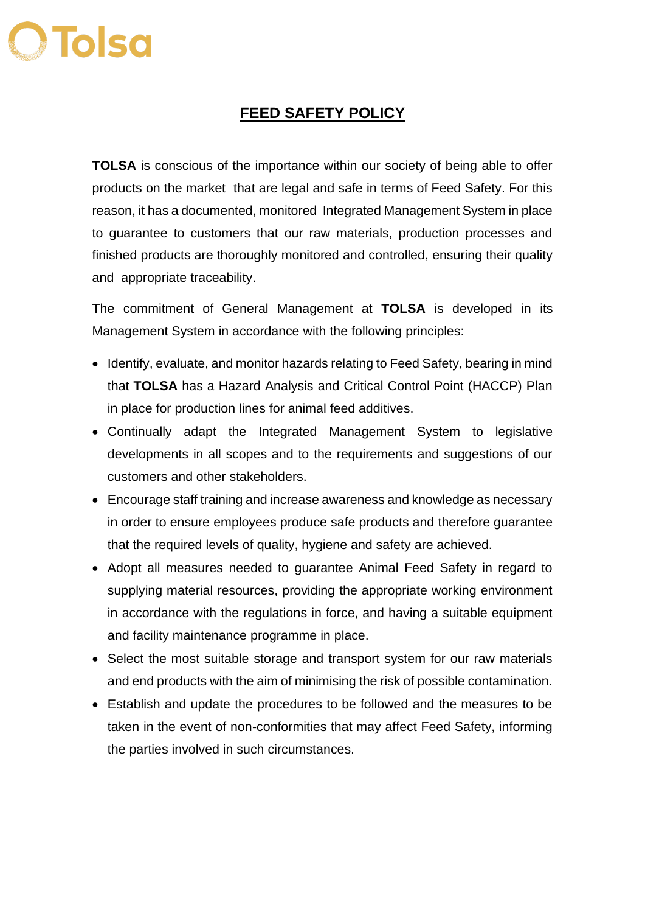# FEED SAFETY POLICY

**TOLSA** is conscious of the importance within our society of being able to offer products on the market that are legal and safe in terms of Feed Safety. For this reason, it has a documented, monitored Integrated Management System in place to guarantee to customers that our raw materials, production processes and finished products are thoroughly monitored and controlled, ensuring their quality and appropriate traceability.

The commitment of General Management at **TOLSA** is developed in its Management System in accordance with the following principles:

- Identify, evaluate, and monitor hazards relating to Feed Safety, bearing in mind that **TOLSA** has a Hazard Analysis and Critical Control Point (HACCP) Plan in place for production lines for animal feed additives.
- Continually adapt the Integrated Management System to legislative developments in all scopes and to the requirements and suggestions of our customers and other stakeholders.
- Encourage staff training and increase awareness and knowledge as necessary in order to ensure employees produce safe products and therefore guarantee that the required levels of quality, hygiene and safety are achieved.
- Adopt all measures needed to guarantee Animal Feed Safety in regard to supplying material resources, providing the appropriate working environment in accordance with the regulations in force, and having a suitable equipment and facility maintenance programme in place.
- Select the most suitable storage and transport system for our raw materials and end products with the aim of minimising the risk of possible contamination.
- Establish and update the procedures to be followed and the measures to be taken in the event of non-conformities that may affect Feed Safety, informing the parties involved in such circumstances.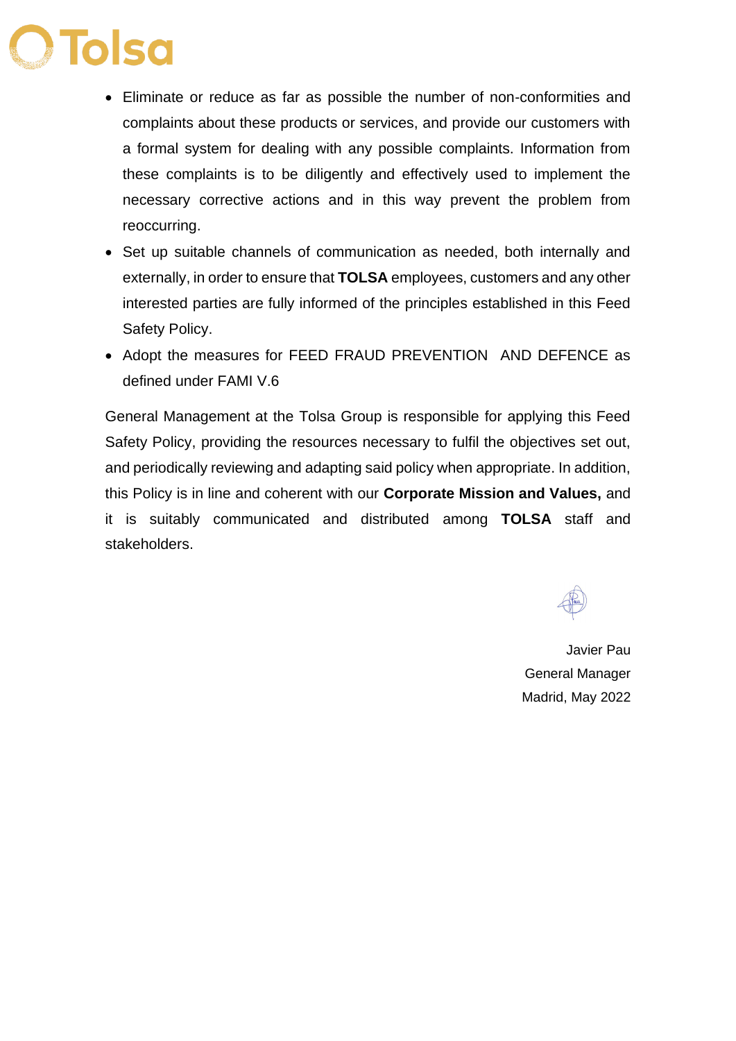- Eliminate or reduce as far as possible the number of non-conformities and complaints about these products or services, and provide our customers with a formal system for dealing with any possible complaints. Information from these complaints is to be diligently and effectively used to implement the necessary corrective actions and in this way prevent the problem from reoccurring.
- Set up suitable channels of communication as needed, both internally and externally, in order to ensure that **TOLSA** employees, customers and any other interested parties are fully informed of the principles established in this Feed Safety Policy.
- Adopt the measures for FEED FRAUD PREVENTION AND DEFENCE as defined under FAMI V.6

General Management at the Tolsa Group is responsible for applying this Feed Safety Policy, providing the resources necessary to fulfil the objectives set out, and periodically reviewing and adapting said policy when appropriate. In addition, this Policy is in line and coherent with our **Corporate Mission and Values,** and it is suitably communicated and distributed among **TOLSA** staff and stakeholders.

Javier Pau
General Manager
Madrid, May 2022